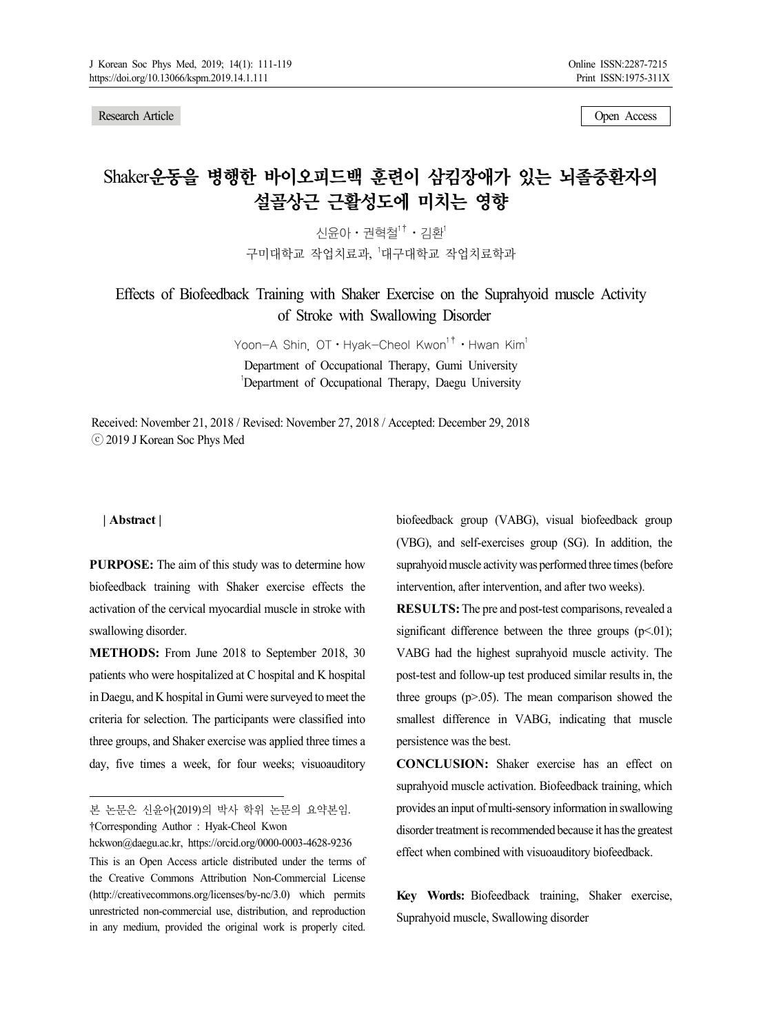Research Article

Open Access

# Shaker운동을 병행한 바이오피드백 훈련이 삼킴장애가 있는 뇌졸중환자의 설골상근 근활성도에 미치는 영향

신윤아・권혁철[1†]・김환[1]

구미대학교 작업치료과, [1]대구대학교 작업치료학과

# Effects of Biofeedback Training with Shaker Exercise on the Suprahyoid muscle Activity of Stroke with Swallowing Disorder

Yoon-A Shin, OT・Hyak-Cheol Kwon[1†]・Hwan Kim[1]

Department of Occupational Therapy, Gumi University

[1]Department of Occupational Therapy, Daegu University

Received: November 21, 2018 / Revised: November 27, 2018 / Accepted: December 29, 2018

ⓒ 2019 J Korean Soc Phys Med

## | Abstract |

**PURPOSE:** The aim of this study was to determine how biofeedback training with Shaker exercise effects the activation of the cervical myocardial muscle in stroke with swallowing disorder.

**METHODS:** From June 2018 to September 2018, 30 patients who were hospitalized at C hospital and K hospital in Daegu, and K hospital in Gumi were surveyed to meet the criteria for selection. The participants were classified into three groups, and Shaker exercise was applied three times a day, five times a week, for four weeks; visuoauditory biofeedback group (VABG), visual biofeedback group (VBG), and self-exercises group (SG). In addition, the suprahyoid muscle activity was performed three times (before intervention, after intervention, and after two weeks).

**RESULTS:** The pre and post-test comparisons, revealed a significant difference between the three groups ($p<.01$); VABG had the highest suprahyoid muscle activity. The post-test and follow-up test produced similar results in, the three groups ($p>.05$). The mean comparison showed the smallest difference in VABG, indicating that muscle persistence was the best.

**CONCLUSION:** Shaker exercise has an effect on suprahyoid muscle activation. Biofeedback training, which provides an input of multi-sensory information in swallowing disorder treatment is recommended because it has the greatest effect when combined with visuoauditory biofeedback.

**Key Words:** Biofeedback training, Shaker exercise, Suprahyoid muscle, Swallowing disorder

---

본 논문은 신윤아(2019)의 박사 학위 논문의 요약본임.

†Corresponding Author : Hyak-Cheol Kwon

hckwon@daegu.ac.kr, https://orcid.org/0000-0003-4628-9236

This is an Open Access article distributed under the terms of the Creative Commons Attribution Non-Commercial License (http://creativecommons.org/licenses/by-nc/3.0) which permits unrestricted non-commercial use, distribution, and reproduction in any medium, provided the original work is properly cited.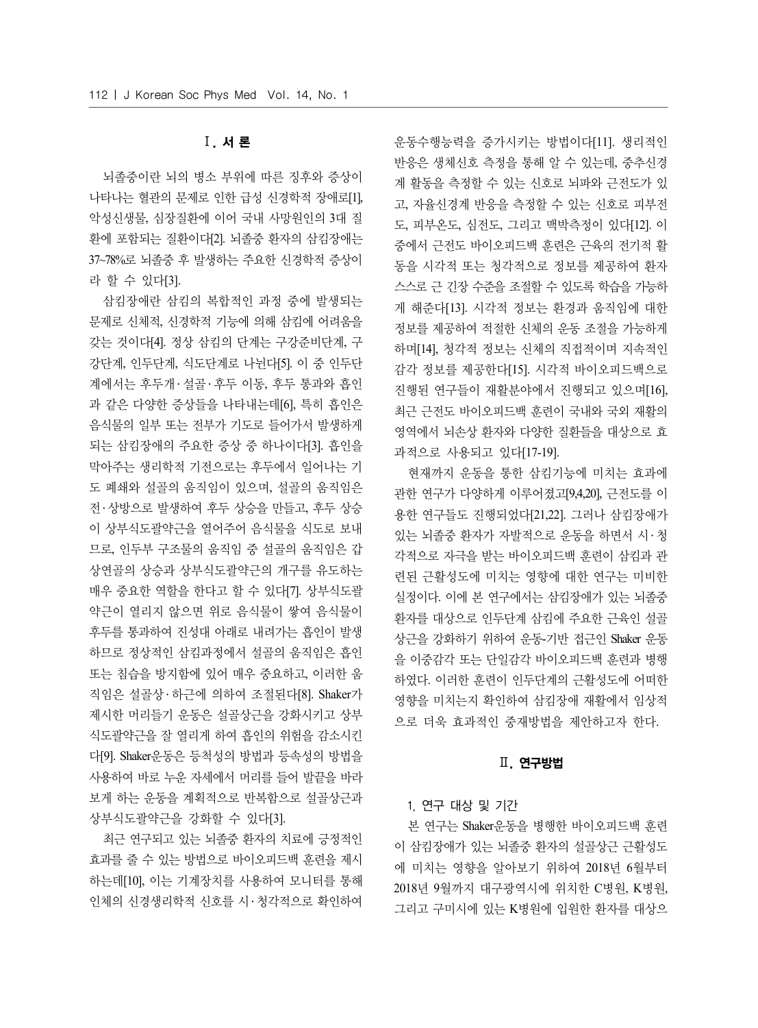## Ⅰ. 서 론

뇌졸중이란 뇌의 병소 부위에 따른 징후와 증상이 나타나는 혈관의 문제로 인한 급성 신경학적 장애로[1], 악성신생물, 심장질환에 이어 국내 사망원인의 3대 질환에 포함되는 질환이다[2]. 뇌졸중 환자의 삼킴장애는 37~78%로 뇌졸중 후 발생하는 주요한 신경학적 증상이라 할 수 있다[3].

삼킴장애란 삼킴의 복합적인 과정 중에 발생되는 문제로 신체적, 신경학적 기능에 의해 삼킴에 어려움을 갖는 것이다[4]. 정상 삼킴의 단계는 구강준비단계, 구강단계, 인두단계, 식도단계로 나뉜다[5]. 이 중 인두단계에서는 후두개·설골·후두 이동, 후두 통과와 흡인과 같은 다양한 증상들을 나타내는데[6], 특히 흡인은 음식물의 일부 또는 전부가 기도로 들어가서 발생하게 되는 삼킴장애의 주요한 증상 중 하나이다[3]. 흡인을 막아주는 생리학적 기전으로는 후두에서 일어나는 기도 폐쇄와 설골의 움직임이 있으며, 설골의 움직임은 전·상방으로 발생하여 후두 상승을 만들고, 후두 상승이 상부식도괄약근을 열어주어 음식물을 식도로 보내므로, 인두부 구조물의 움직임 중 설골의 움직임은 갑상연골의 상승과 상부식도괄약근의 개구를 유도하는 매우 중요한 역할을 한다고 할 수 있다[7]. 상부식도괄약근이 열리지 않으면 위로 음식물이 쌓여 음식물이 후두를 통과하여 진성대 아래로 내려가는 흡인이 발생하므로 정상적인 삼킴과정에서 설골의 움직임은 흡인 또는 침습을 방지함에 있어 매우 중요하고, 이러한 움직임은 설골상·하근에 의하여 조절된다[8]. Shaker가 제시한 머리들기 운동은 설골상근을 강화시키고 상부식도괄약근을 잘 열리게 하여 흡인의 위험을 감소시킨다[9]. Shaker운동은 등척성의 방법과 등속성의 방법을 사용하여 바로 누운 자세에서 머리를 들어 발끝을 바라보게 하는 운동을 계획적으로 반복함으로 설골상근과 상부식도괄약근을 강화할 수 있다[3].

최근 연구되고 있는 뇌졸중 환자의 치료에 긍정적인 효과를 줄 수 있는 방법으로 바이오피드백 훈련을 제시하는데[10], 이는 기계장치를 사용하여 모니터를 통해 인체의 신경생리학적 신호를 시·청각적으로 확인하여 운동수행능력을 증가시키는 방법이다[11]. 생리적인 반응은 생체신호 측정을 통해 알 수 있는데, 중추신경계 활동을 측정할 수 있는 신호로 뇌파와 근전도가 있고, 자율신경계 반응을 측정할 수 있는 신호로 피부전도, 피부온도, 심전도, 그리고 맥박측정이 있다[12]. 이 중에서 근전도 바이오피드백 훈련은 근육의 전기적 활동을 시각적 또는 청각적으로 정보를 제공하여 환자 스스로 근 긴장 수준을 조절할 수 있도록 학습을 가능하게 해준다[13]. 시각적 정보는 환경과 움직임에 대한 정보를 제공하여 적절한 신체의 운동 조절을 가능하게 하며[14], 청각적 정보는 신체의 직접적이며 지속적인 감각 정보를 제공한다[15]. 시각적 바이오피드백으로 진행된 연구들이 재활분야에서 진행되고 있으며[16], 최근 근전도 바이오피드백 훈련이 국내와 국외 재활의 영역에서 뇌손상 환자와 다양한 질환들을 대상으로 효과적으로 사용되고 있다[17-19].

현재까지 운동을 통한 삼킴기능에 미치는 효과에 관한 연구가 다양하게 이루어졌고[9,4,20], 근전도를 이용한 연구들도 진행되었다[21,22]. 그러나 삼킴장애가 있는 뇌졸중 환자가 자발적으로 운동을 하면서 시·청각적으로 자극을 받는 바이오피드백 훈련이 삼킴과 관련된 근활성도에 미치는 영향에 대한 연구는 미비한 실정이다. 이에 본 연구에서는 삼킴장애가 있는 뇌졸중 환자를 대상으로 인두단계 삼킴에 주요한 근육인 설골상근을 강화하기 위하여 운동-기반 접근인 Shaker 운동을 이중감각 또는 단일감각 바이오피드백 훈련과 병행하였다. 이러한 훈련이 인두단계의 근활성도에 어떠한 영향을 미치는지 확인하여 삼킴장애 재활에서 임상적으로 더욱 효과적인 중재방법을 제안하고자 한다.

## Ⅱ. 연구방법

### 1. 연구 대상 및 기간

본 연구는 Shaker운동을 병행한 바이오피드백 훈련이 삼킴장애가 있는 뇌졸중 환자의 설골상근 근활성도에 미치는 영향을 알아보기 위하여 2018년 6월부터 2018년 9월까지 대구광역시에 위치한 C병원, K병원, 그리고 구미시에 있는 K병원에 입원한 환자를 대상으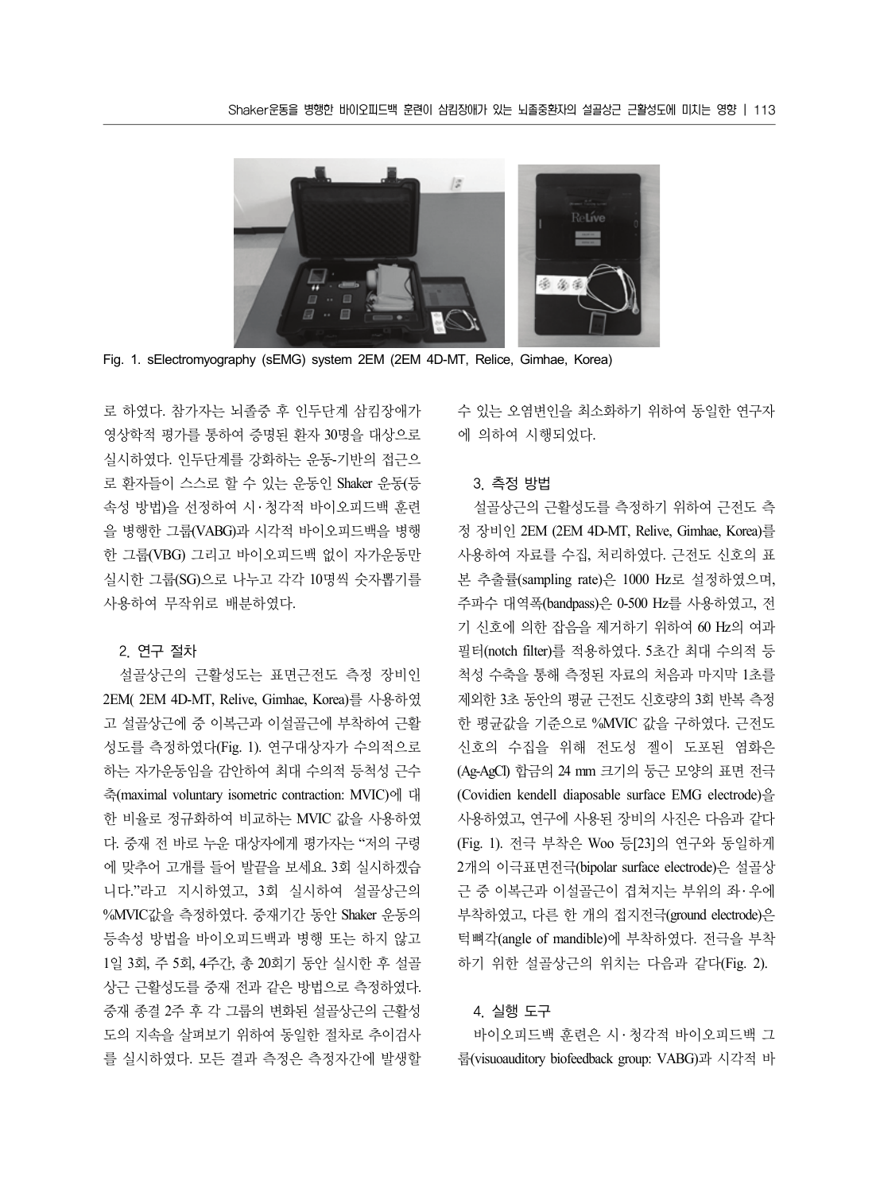Fig. 1. sElectromyography (sEMG) system 2EM (2EM 4D-MT, Relice, Gimhae, Korea)

로 하였다. 참가자는 뇌졸중 후 인두단계 삼킴장애가 영상학적 평가를 통하여 증명된 환자 30명을 대상으로 실시하였다. 인두단계를 강화하는 운동-기반의 접근으로 환자들이 스스로 할 수 있는 운동인 Shaker 운동(등속성 방법)을 선정하여 시·청각적 바이오피드백 훈련을 병행한 그룹(VABG)과 시각적 바이오피드백을 병행한 그룹(VBG) 그리고 바이오피드백 없이 자가운동만 실시한 그룹(SG)으로 나누고 각각 10명씩 숫자뽑기를 사용하여 무작위로 배분하였다.

### 2. 연구 절차

설골상근의 근활성도는 표면근전도 측정 장비인 2EM( 2EM 4D-MT, Relive, Gimhae, Korea)를 사용하였고 설골상근에 중 이복근과 이설골근에 부착하여 근활성도를 측정하였다(Fig. 1). 연구대상자가 수의적으로 하는 자가운동임을 감안하여 최대 수의적 등척성 근수축(maximal voluntary isometric contraction: MVIC)에 대한 비율로 정규화하여 비교하는 MVIC 값을 사용하였다. 중재 전 바로 누운 대상자에게 평가자는 "저의 구령에 맞추어 고개를 들어 발끝을 보세요. 3회 실시하겠습니다."라고 지시하였고, 3회 실시하여 설골상근의 %MVIC값을 측정하였다. 중재기간 동안 Shaker 운동의 등속성 방법을 바이오피드백과 병행 또는 하지 않고 1일 3회, 주 5회, 4주간, 총 20회기 동안 실시한 후 설골상근 근활성도를 중재 전과 같은 방법으로 측정하였다. 중재 종결 2주 후 각 그룹의 변화된 설골상근의 근활성도의 지속을 살펴보기 위하여 동일한 절차로 추이검사를 실시하였다. 모든 결과 측정은 측정자간에 발생할 수 있는 오염변인을 최소화하기 위하여 동일한 연구자에 의하여 시행되었다.

### 3. 측정 방법

설골상근의 근활성도를 측정하기 위하여 근전도 측정 장비인 2EM (2EM 4D-MT, Relive, Gimhae, Korea)를 사용하여 자료를 수집, 처리하였다. 근전도 신호의 표본 추출률(sampling rate)은 1000 Hz로 설정하였으며, 주파수 대역폭(bandpass)은 0-500 Hz를 사용하였고, 전기 신호에 의한 잡음을 제거하기 위하여 60 Hz의 여과 필터(notch filter)를 적용하였다. 5초간 최대 수의적 등척성 수축을 통해 측정된 자료의 처음과 마지막 1초를 제외한 3초 동안의 평균 근전도 신호량의 3회 반복 측정한 평균값을 기준으로 %MVIC 값을 구하였다. 근전도 신호의 수집을 위해 전도성 젤이 도포된 염화은(Ag-AgCl) 합금의 24 mm 크기의 둥근 모양의 표면 전극(Covidien kendell diaposable surface EMG electrode)을 사용하였고, 연구에 사용된 장비의 사진은 다음과 같다(Fig. 1). 전극 부착은 Woo 등[23]의 연구와 동일하게 2개의 이극표면전극(bipolar surface electrode)은 설골상근 중 이복근과 이설골근이 겹쳐지는 부위의 좌·우에 부착하였고, 다른 한 개의 접지전극(ground electrode)은 턱뼈각(angle of mandible)에 부착하였다. 전극을 부착하기 위한 설골상근의 위치는 다음과 같다(Fig. 2).

### 4. 실행 도구

바이오피드백 훈련은 시·청각적 바이오피드백 그룹(visuoauditory biofeedback group: VABG)과 시각적 바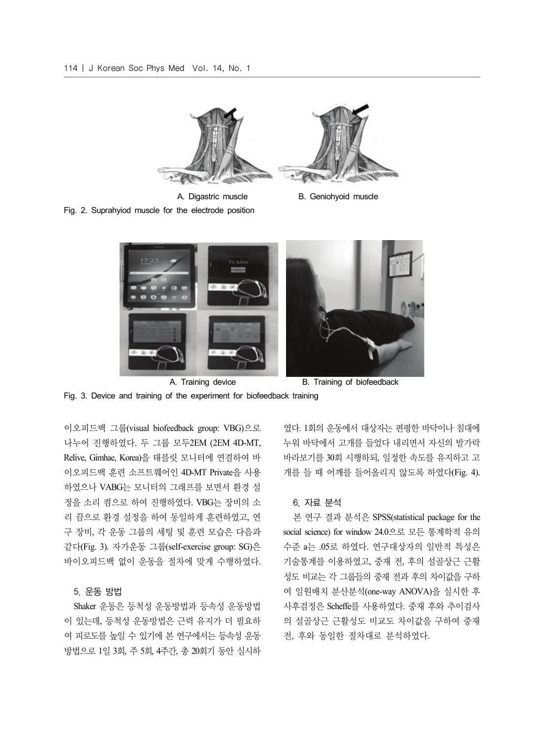A. Digastric muscle B. Geniohyoid muscle

Fig. 2. Suprahyiod muscle for the electrode position

A. Training device B. Training of biofeedback

Fig. 3. Device and training of the experiment for biofeedback training

이오피드백 그룹(visual biofeedback group: VBG)으로 나누어 진행하였다. 두 그룹 모두2EM (2EM 4D-MT, Relive, Gimhae, Korea)을 태블릿 모니터에 연결하여 바이오피드백 훈련 소프트웨어인 4D-MT Private을 사용하였으나 VABG는 모니터의 그래프를 보면서 환경 설정을 소리 켬으로 하여 진행하였다. VBG는 장비의 소리 끔으로 환경 설정을 하여 동일하게 훈련하였고, 연구 장비, 각 운동 그룹의 세팅 및 훈련 모습은 다음과 같다(Fig. 3). 자가운동 그룹(self-exercise group: SG)은 바이오피드백 없이 운동을 절차에 맞게 수행하였다.

### 5. 운동 방법

Shaker 운동은 등척성 운동방법과 등속성 운동방법이 있는데, 등척성 운동방법은 근력 유지가 더 필요하여 피로도를 높일 수 있기에 본 연구에서는 등속성 운동방법으로 1일 3회, 주 5회, 4주간, 총 20회기 동안 실시하였다. 1회의 운동에서 대상자는 편평한 바닥이나 침대에 누워 바닥에서 고개를 들었다 내리면서 자신의 발가락 바라보기를 30회 시행하되, 일정한 속도를 유지하고 고개를 들 때 어깨를 들어올리지 않도록 하였다(Fig. 4).

### 6. 자료 분석

본 연구 결과 분석은 SPSS(statistical package for the social science) for window 24.0으로 모든 통계학적 유의수준 a는 .05로 하였다. 연구대상자의 일반적 특성은 기술통계를 이용하였고, 중재 전, 후의 설골상근 근활성도 비교는 각 그룹들의 중재 전과 후의 차이값을 구하여 일원배치 분산분석(one-way ANOVA)을 실시한 후 사후검정은 Scheffe를 사용하였다. 중재 후와 추이검사의 설골상근 근활성도 비교도 차이값을 구하여 중재 전, 후와 동일한 절차대로 분석하였다.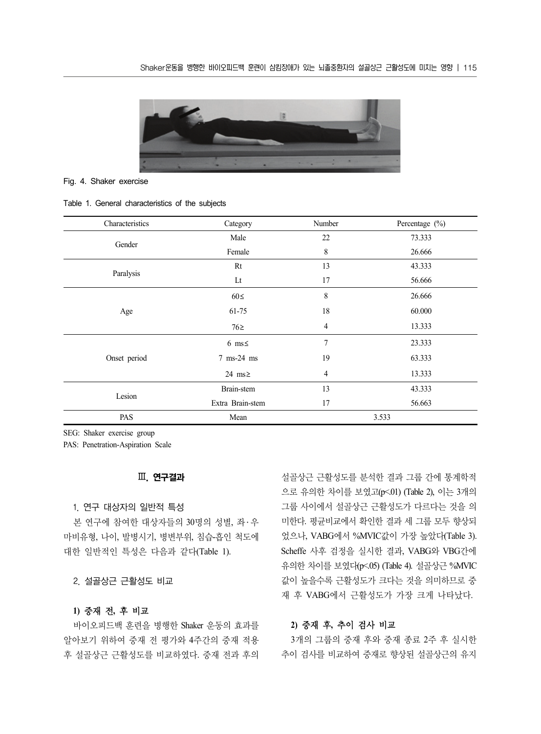Fig. 4. Shaker exercise

Table 1. General characteristics of the subjects

| Characteristics | Category | Number | Percentage (%) |
|---|---|---|---|
| Gender | Male | 22 | 73.333 |
| | Female | 8 | 26.666 |
| Paralysis | Rt | 13 | 43.333 |
| | Lt | 17 | 56.666 |
| Age | 60≤ | 8 | 26.666 |
| | 61-75 | 18 | 60.000 |
| | 76≥ | 4 | 13.333 |
| Onset period | 6 ms≤ | 7 | 23.333 |
| | 7 ms-24 ms | 19 | 63.333 |
| | 24 ms≥ | 4 | 13.333 |
| Lesion | Brain-stem | 13 | 43.333 |
| | Extra Brain-stem | 17 | 56.663 |
| PAS | Mean | 3.533 | |

SEG: Shaker exercise group
PAS: Penetration-Aspiration Scale

## Ⅲ. 연구결과

### 1. 연구 대상자의 일반적 특성

본 연구에 참여한 대상자들의 30명의 성별, 좌·우 마비유형, 나이, 발병시기, 병변부위, 침습-흡인 척도에 대한 일반적인 특성은 다음과 같다(Table 1).

### 2. 설골상근 근활성도 비교

#### 1) 중재 전, 후 비교

바이오피드백 훈련을 병행한 Shaker 운동의 효과를 알아보기 위하여 중재 전 평가와 4주간의 중재 적용 후 설골상근 근활성도를 비교하였다. 중재 전과 후의 설골상근 근활성도를 분석한 결과 그룹 간에 통계학적으로 유의한 차이를 보였고($p<.01$) (Table 2), 이는 3개의 그룹 사이에서 설골상근 근활성도가 다르다는 것을 의미한다. 평균비교에서 확인한 결과 세 그룹 모두 향상되었으나, VABG에서 %MVIC값이 가장 높았다(Table 3). Scheffe 사후 검정을 실시한 결과, VABG와 VBG간에 유의한 차이를 보였다($p<.05$) (Table 4). 설골상근 %MVIC 값이 높을수록 근활성도가 크다는 것을 의미하므로 중재 후 VABG에서 근활성도가 가장 크게 나타났다.

#### 2) 중재 후, 추이 검사 비교

3개의 그룹의 중재 후와 중재 종료 2주 후 실시한 추이 검사를 비교하여 중재로 향상된 설골상근의 유지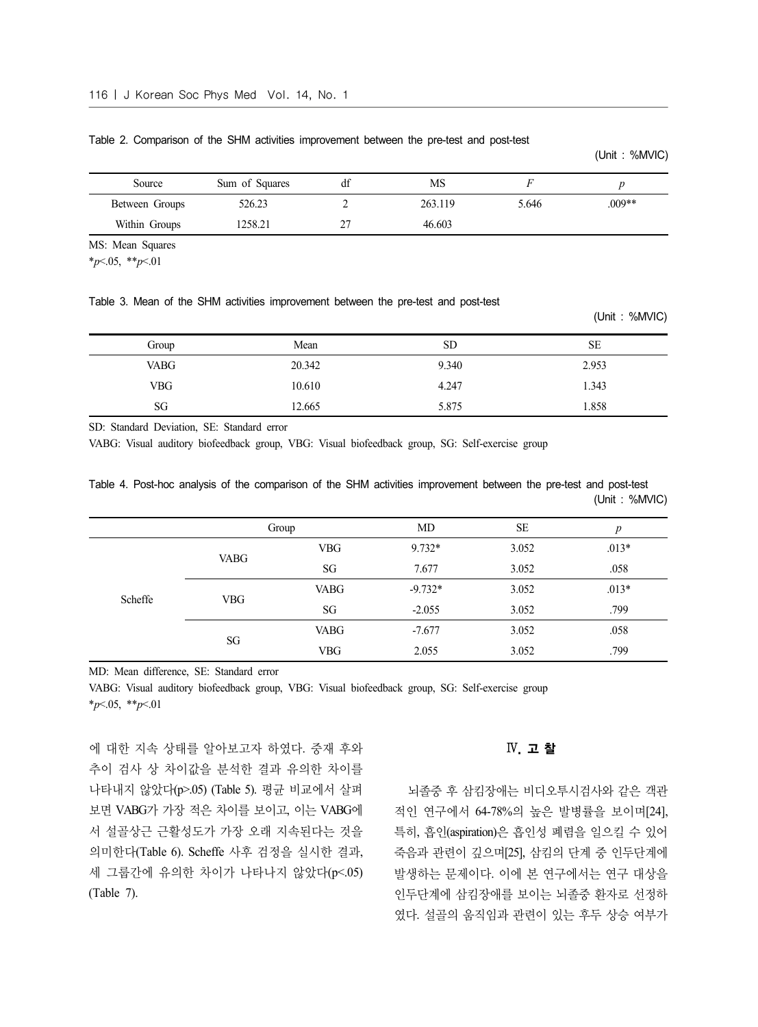Table 2. Comparison of the SHM activities improvement between the pre-test and post-test

(Unit : %MVIC)

| Source | Sum of Squares | df | MS | $F$ | $p$ |
|---|---|---|---|---|---|
| Between Groups | 526.23 | 2 | 263.119 | 5.646 | .009** |
| Within Groups | 1258.21 | 27 | 46.603 | | |

MS: Mean Squares

*$p$<.05, **$p$<.01

Table 3. Mean of the SHM activities improvement between the pre-test and post-test

(Unit : %MVIC)

| Group | Mean | SD | SE |
|---|---|---|---|
| VABG | 20.342 | 9.340 | 2.953 |
| VBG | 10.610 | 4.247 | 1.343 |
| SG | 12.665 | 5.875 | 1.858 |

SD: Standard Deviation, SE: Standard error

VABG: Visual auditory biofeedback group, VBG: Visual biofeedback group, SG: Self-exercise group

Table 4. Post-hoc analysis of the comparison of the SHM activities improvement between the pre-test and post-test

(Unit : %MVIC)

| | Group | | MD | SE | $p$ |
|---|---|---|---|---|---|
| Scheffe | VABG | VBG | 9.732* | 3.052 | .013* |
| | | SG | 7.677 | 3.052 | .058 |
| | VBG | VABG | -9.732* | 3.052 | .013* |
| | | SG | -2.055 | 3.052 | .799 |
| | SG | VABG | -7.677 | 3.052 | .058 |
| | | VBG | 2.055 | 3.052 | .799 |

MD: Mean difference, SE: Standard error

VABG: Visual auditory biofeedback group, VBG: Visual biofeedback group, SG: Self-exercise group

*$p$<.05, **$p$<.01

에 대한 지속 상태를 알아보고자 하였다. 중재 후와 추이 검사 상 차이값을 분석한 결과 유의한 차이를 나타내지 않았다(p>.05) (Table 5). 평균 비교에서 살펴보면 VABG가 가장 적은 차이를 보이고, 이는 VABG에서 설골상근 근활성도가 가장 오래 지속된다는 것을 의미한다(Table 6). Scheffe 사후 검정을 실시한 결과, 세 그룹간에 유의한 차이가 나타나지 않았다(p<.05) (Table 7).

## Ⅳ. 고 찰

뇌졸중 후 삼킴장애는 비디오투시검사와 같은 객관적인 연구에서 64-78%의 높은 발병률을 보이며[24], 특히, 흡인(aspiration)은 흡인성 폐렴을 일으킬 수 있어 죽음과 관련이 깊으며[25], 삼킴의 단계 중 인두단계에 발생하는 문제이다. 이에 본 연구에서는 연구 대상을 인두단계에 삼킴장애를 보이는 뇌졸중 환자로 선정하였다. 설골의 움직임과 관련이 있는 후두 상승 여부가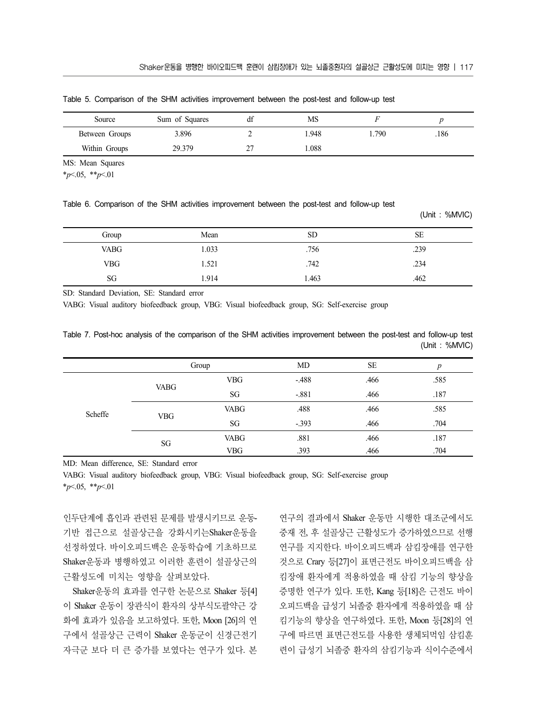Table 5. Comparison of the SHM activities improvement between the post-test and follow-up test

| Source | Sum of Squares | df | MS | $F$ | $p$ |
|---|---|---|---|---|---|
| Between Groups | 3.896 | 2 | 1.948 | 1.790 | .186 |
| Within Groups | 29.379 | 27 | 1.088 | | |

MS: Mean Squares
$^{*}p<.05$, $^{**}p<.01$

Table 6. Comparison of the SHM activities improvement between the post-test and follow-up test

(Unit : %MVIC)

| Group | Mean | SD | SE |
|---|---|---|---|
| VABG | 1.033 | .756 | .239 |
| VBG | 1.521 | .742 | .234 |
| SG | 1.914 | 1.463 | .462 |

SD: Standard Deviation, SE: Standard error
VABG: Visual auditory biofeedback group, VBG: Visual biofeedback group, SG: Self-exercise group

Table 7. Post-hoc analysis of the comparison of the SHM activities improvement between the post-test and follow-up test

(Unit : %MVIC)

| | Group | | MD | SE | $p$ |
|---|---|---|---|---|---|
| Scheffe | VABG | VBG | -.488 | .466 | .585 |
| | | SG | -.881 | .466 | .187 |
| | VBG | VABG | .488 | .466 | .585 |
| | | SG | -.393 | .466 | .704 |
| | SG | VABG | .881 | .466 | .187 |
| | | VBG | .393 | .466 | .704 |

MD: Mean difference, SE: Standard error
VABG: Visual auditory biofeedback group, VBG: Visual biofeedback group, SG: Self-exercise group
$^{*}p<.05$, $^{**}p<.01$

인두단계에 흡인과 관련된 문제를 발생시키므로 운동-기반 접근으로 설골상근을 강화시키는Shaker운동을 선정하였다. 바이오피드백은 운동학습에 기초하므로 Shaker운동과 병행하였고 이러한 훈련이 설골상근의 근활성도에 미치는 영향을 살펴보았다.

Shaker운동의 효과를 연구한 논문으로 Shaker 등[4]이 Shaker 운동이 장관식이 환자의 상부식도괄약근 강화에 효과가 있음을 보고하였다. 또한, Moon [26]의 연구에서 설골상근 근력이 Shaker 운동군이 신경근전기자극군 보다 더 큰 증가를 보였다는 연구가 있다. 본 연구의 결과에서 Shaker 운동만 시행한 대조군에서도 중재 전, 후 설골상근 근활성도가 증가하였으므로 선행연구를 지지한다. 바이오피드백과 삼킴장애를 연구한 것으로 Crary 등[27]이 표면근전도 바이오피드백을 삼킴장애 환자에게 적용하였을 때 삼킴 기능의 향상을 증명한 연구가 있다. 또한, Kang 등[18]은 근전도 바이오피드백을 급성기 뇌졸중 환자에게 적용하였을 때 삼킴기능의 향상을 연구하였다. 또한, Moon 등[28]의 연구에 따르면 표면근전도를 사용한 생체되먹임 삼킴훈련이 급성기 뇌졸중 환자의 삼킴기능과 식이수준에서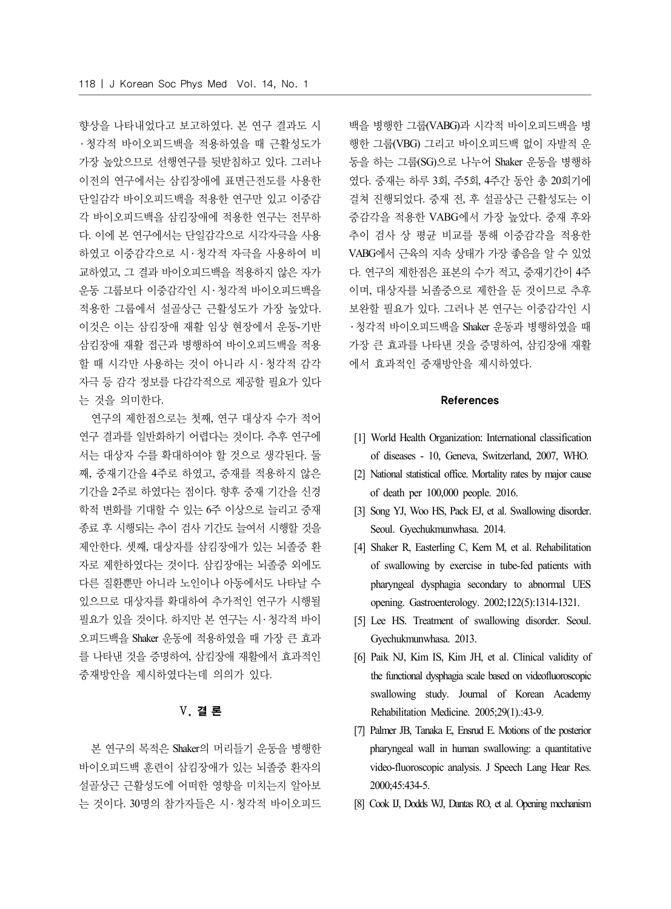향상을 나타내었다고 보고하였다. 본 연구 결과도 시·청각적 바이오피드백을 적용하였을 때 근활성도가 가장 높았으므로 선행연구를 뒷받침하고 있다. 그러나 이전의 연구에서는 삼킴장애에 표면근전도를 사용한 단일감각 바이오피드백을 적용한 연구만 있고 이중감각 바이오피드백을 삼킴장애에 적용한 연구는 전무하다. 이에 본 연구에서는 단일감각으로 시각자극을 사용하였고 이중감각으로 시·청각적 자극을 사용하여 비교하였고, 그 결과 바이오피드백을 적용하지 않은 자가운동 그룹보다 이중감각인 시·청각적 바이오피드백을 적용한 그룹에서 설골상근 근활성도가 가장 높았다. 이것은 이는 삼킴장애 재활 임상 현장에서 운동-기반 삼킴장애 재활 접근과 병행하여 바이오피드백을 적용할 때 시각만 사용하는 것이 아니라 시·청각적 감각 자극 등 감각 정보를 다감각적으로 제공할 필요가 있다는 것을 의미한다.

연구의 제한점으로는 첫째, 연구 대상자 수가 적어 연구 결과를 일반화하기 어렵다는 것이다. 추후 연구에서는 대상자 수를 확대하여야 할 것으로 생각된다. 둘째, 중재기간을 4주로 하였고, 중재를 적용하지 않은 기간을 2주로 하였다는 점이다. 향후 중재 기간을 신경학적 변화를 기대할 수 있는 6주 이상으로 늘리고 중재 종료 후 시행되는 추이 검사 기간도 늘여서 시행할 것을 제안한다. 셋째, 대상자를 삼킴장애가 있는 뇌졸중 환자로 제한하였다는 것이다. 삼킴장애는 뇌졸중 외에도 다른 질환뿐만 아니라 노인이나 아동에서도 나타날 수 있으므로 대상자를 확대하여 추가적인 연구가 시행될 필요가 있을 것이다. 하지만 본 연구는 시·청각적 바이오피드백을 Shaker 운동에 적용하였을 때 가장 큰 효과를 나타낸 것을 증명하여, 삼킴장애 재활에서 효과적인 중재방안을 제시하였다는데 의의가 있다.

## Ⅴ. 결 론

본 연구의 목적은 Shaker의 머리들기 운동을 병행한 바이오피드백 훈련이 삼킴장애가 있는 뇌졸중 환자의 설골상근 근활성도에 어떠한 영향을 미치는지 알아보는 것이다. 30명의 참가자들은 시·청각적 바이오피드백을 병행한 그룹(VABG)과 시각적 바이오피드백을 병행한 그룹(VBG) 그리고 바이오피드백 없이 자발적 운동을 하는 그룹(SG)으로 나누어 Shaker 운동을 병행하였다. 중재는 하루 3회, 주5회, 4주간 동안 총 20회기에 걸쳐 진행되었다. 중재 전, 후 설골상근 근활성도는 이중감각을 적용한 VABG에서 가장 높았다. 중재 후와 추이 검사 상 평균 비교를 통해 이중감각을 적용한 VABG에서 근육의 지속 상태가 가장 좋음을 알 수 있었다. 연구의 제한점은 표본의 수가 적고, 중재기간이 4주이며, 대상자를 뇌졸중으로 제한을 둔 것이므로 추후 보완할 필요가 있다. 그러나 본 연구는 이중감각인 시·청각적 바이오피드백을 Shaker 운동과 병행하였을 때 가장 큰 효과를 나타낸 것을 증명하여, 삼킴장애 재활에서 효과적인 중재방안을 제시하였다.

## References

[1] World Health Organization: International classification of diseases - 10, Geneva, Switzerland, 2007, WHO.

[2] National statistical office. Mortality rates by major cause of death per 100,000 people. 2016.

[3] Song YJ, Woo HS, Pack EJ, et al. Swallowing disorder. Seoul. Gyechukmunwhasa. 2014.

[4] Shaker R, Easterling C, Kern M, et al. Rehabilitation of swallowing by exercise in tube-fed patients with pharyngeal dysphagia secondary to abnormal UES opening. Gastroenterology. 2002;122(5):1314-1321.

[5] Lee HS. Treatment of swallowing disorder. Seoul. Gyechukmunwhasa. 2013.

[6] Paik NJ, Kim IS, Kim JH, et al. Clinical validity of the functional dysphagia scale based on videofluoroscopic swallowing study. Journal of Korean Academy Rehabilitation Medicine. 2005;29(1).:43-9.

[7] Palmer JB, Tanaka E, Ensrud E. Motions of the posterior pharyngeal wall in human swallowing: a quantitative video-fluoroscopic analysis. J Speech Lang Hear Res. 2000;45:434-5.

[8] Cook IJ, Dodds WJ, Dantas RO, et al. Opening mechanism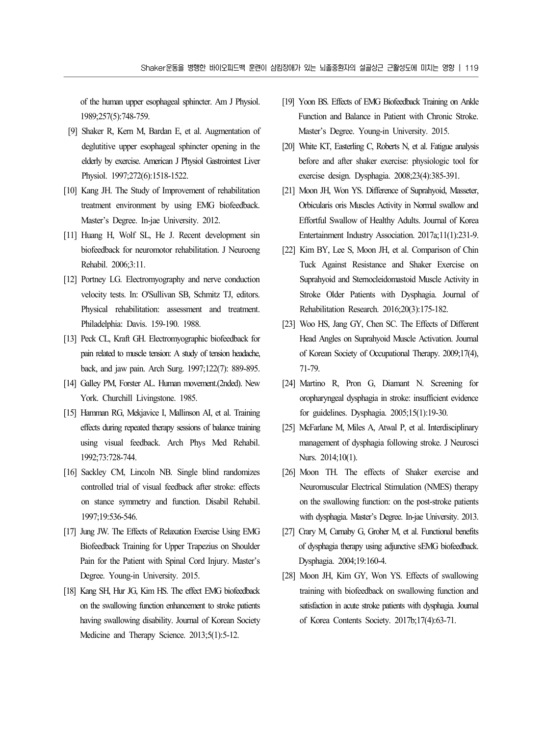of the human upper esophageal sphincter. Am J Physiol. 1989;257(5):748-759.

[9] Shaker R, Kern M, Bardan E, et al. Augmentation of deglutitive upper esophageal sphincter opening in the elderly by exercise. American J Physiol Gastrointest Liver Physiol. 1997;272(6):1518-1522.

[10] Kang JH. The Study of Improvement of rehabilitation treatment environment by using EMG biofeedback. Master's Degree. In-jae University. 2012.

[11] Huang H, Wolf SL, He J. Recent development sin biofeedback for neuromotor rehabilitation. J Neuroeng Rehabil. 2006;3:11.

[12] Portney LG. Electromyography and nerve conduction velocity tests. In: O'Sullivan SB, Schmitz TJ, editors. Physical rehabilitation: assessment and treatment. Philadelphia: Davis. 159-190. 1988.

[13] Peck CL, Kraft GH. Electromyographic biofeedback for pain related to muscle tension: A study of tension headache, back, and jaw pain. Arch Surg. 1997;122(7): 889-895.

[14] Galley PM, Forster AL. Human movement.(2nded). New York. Churchill Livingstone. 1985.

[15] Hamman RG, Mekjavice I, Mallinson AI, et al. Training effects during repeated therapy sessions of balance training using visual feedback. Arch Phys Med Rehabil. 1992;73:728-744.

[16] Sackley CM, Lincoln NB. Single blind randomizes controlled trial of visual feedback after stroke: effects on stance symmetry and function. Disabil Rehabil. 1997;19:536-546.

[17] Jung JW. The Effects of Relaxation Exercise Using EMG Biofeedback Training for Upper Trapezius on Shoulder Pain for the Patient with Spinal Cord Injury. Master's Degree. Young-in University. 2015.

[18] Kang SH, Hur JG, Kim HS. The effect EMG biofeedback on the swallowing function enhancement to stroke patients having swallowing disability. Journal of Korean Society Medicine and Therapy Science. 2013;5(1):5-12.

[19] Yoon BS. Effects of EMG Biofeedback Training on Ankle Function and Balance in Patient with Chronic Stroke. Master's Degree. Young-in University. 2015.

[20] White KT, Easterling C, Roberts N, et al. Fatigue analysis before and after shaker exercise: physiologic tool for exercise design. Dysphagia. 2008;23(4):385-391.

[21] Moon JH, Won YS. Difference of Suprahyoid, Masseter, Orbicularis oris Muscles Activity in Normal swallow and Effortful Swallow of Healthy Adults. Journal of Korea Entertainment Industry Association. 2017a;11(1):231-9.

[22] Kim BY, Lee S, Moon JH, et al. Comparison of Chin Tuck Against Resistance and Shaker Exercise on Suprahyoid and Sternocleidomastoid Muscle Activity in Stroke Older Patients with Dysphagia. Journal of Rehabilitation Research. 2016;20(3):175-182.

[23] Woo HS, Jang GY, Chen SC. The Effects of Different Head Angles on Suprahyoid Muscle Activation. Journal of Korean Society of Occupational Therapy. 2009;17(4), 71-79.

[24] Martino R, Pron G, Diamant N. Screening for oropharyngeal dysphagia in stroke: insufficient evidence for guidelines. Dysphagia. 2005;15(1):19-30.

[25] McFarlane M, Miles A, Atwal P, et al. Interdisciplinary management of dysphagia following stroke. J Neurosci Nurs. 2014;10(1).

[26] Moon TH. The effects of Shaker exercise and Neuromuscular Electrical Stimulation (NMES) therapy on the swallowing function: on the post-stroke patients with dysphagia. Master's Degree. In-jae University. 2013.

[27] Crary M, Carnaby G, Groher M, et al. Functional benefits of dysphagia therapy using adjunctive sEMG biofeedback. Dysphagia. 2004;19:160-4.

[28] Moon JH, Kim GY, Won YS. Effects of swallowing training with biofeedback on swallowing function and satisfaction in acute stroke patients with dysphagia. Journal of Korea Contents Society. 2017b;17(4):63-71.